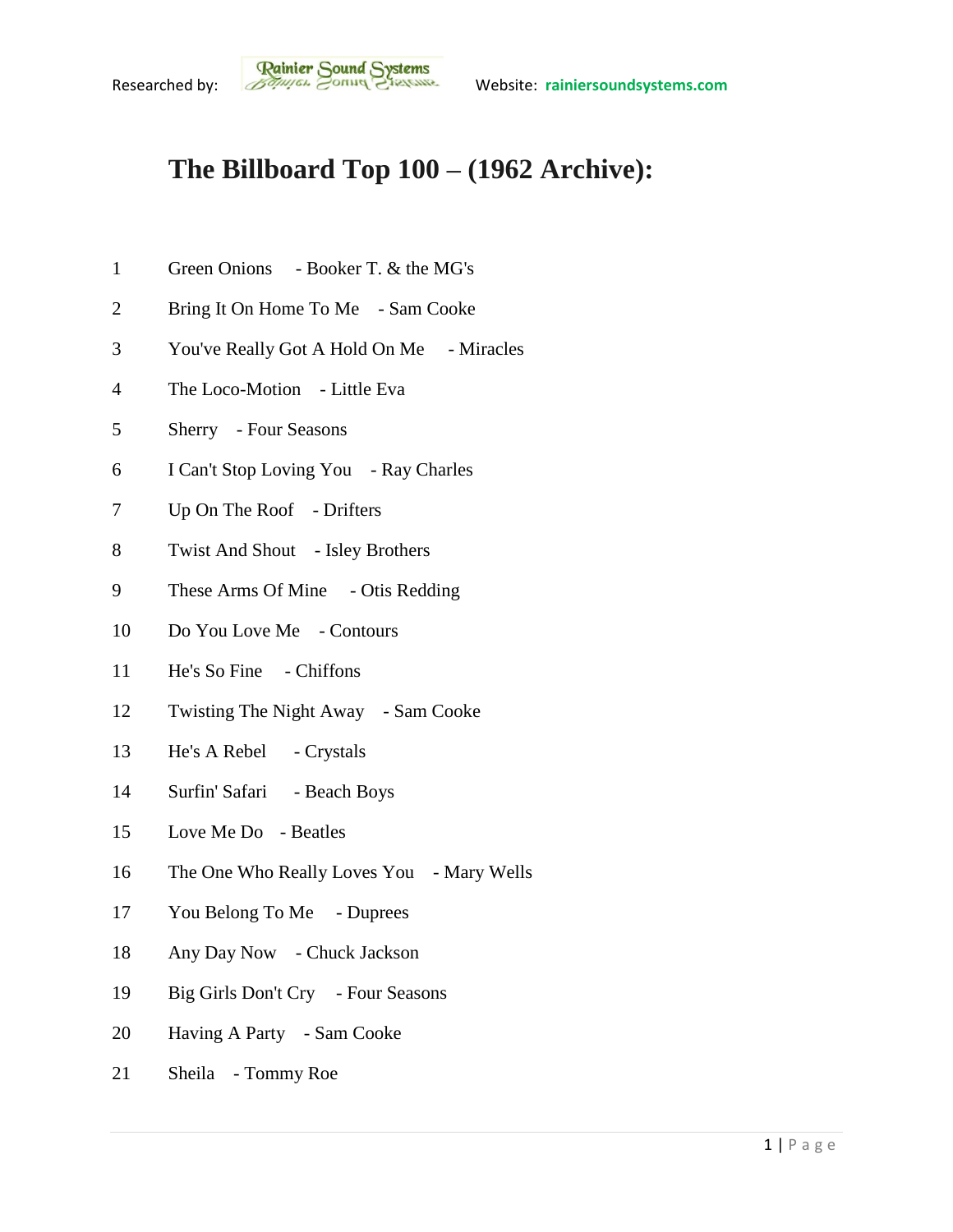Researched by: Rainier Sound Systems Website: rainiersoundsystems.com

# The Billboard Top 100 – (1962 Archive):

1 Green Onions - Booker T. & the MG's

2 Bring It On Home To Me - Sam Cooke

3 You've Really Got A Hold On Me - Miracles

4 The Loco-Motion - Little Eva

5 Sherry - Four Seasons

6 I Can't Stop Loving You - Ray Charles

7 Up On The Roof - Drifters

8 Twist And Shout - Isley Brothers

9 These Arms Of Mine - Otis Redding

10 Do You Love Me - Contours

11 He's So Fine - Chiffons

12 Twisting The Night Away - Sam Cooke

13 He's A Rebel - Crystals

14 Surfin' Safari - Beach Boys

15 Love Me Do - Beatles

16 The One Who Really Loves You - Mary Wells

17 You Belong To Me - Duprees

18 Any Day Now - Chuck Jackson

19 Big Girls Don't Cry - Four Seasons

20 Having A Party - Sam Cooke

21 Sheila - Tommy Roe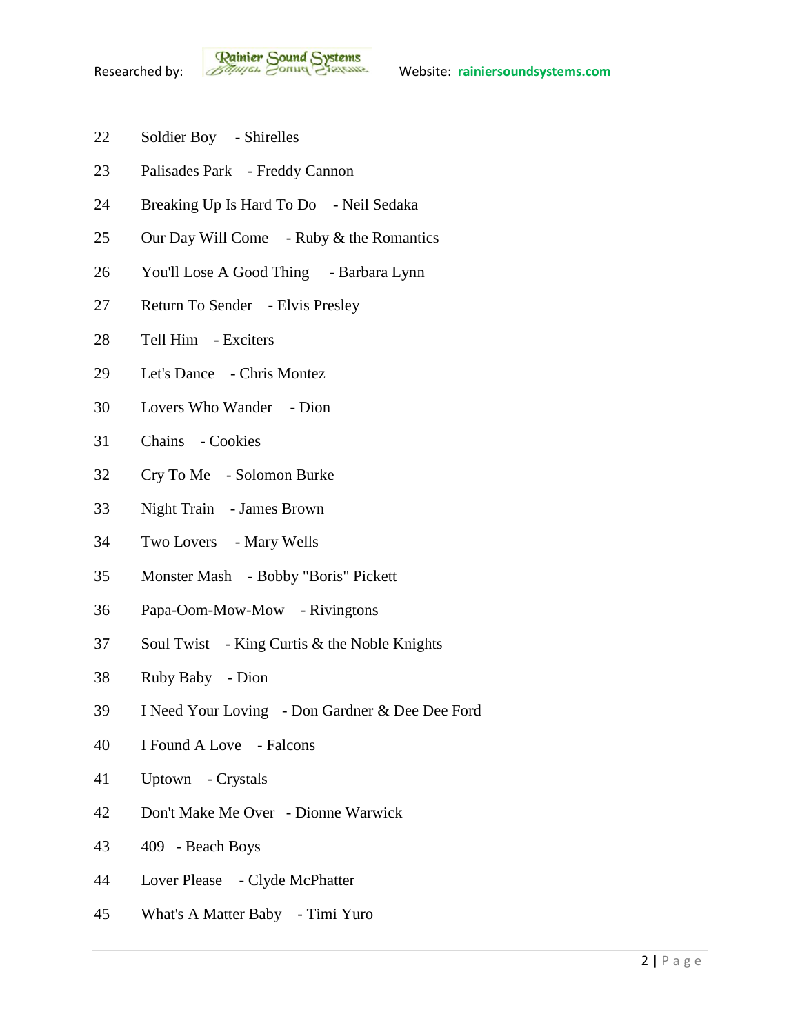22 Soldier Boy - Shirelles

23 Palisades Park - Freddy Cannon

24 Breaking Up Is Hard To Do - Neil Sedaka

25 Our Day Will Come - Ruby & the Romantics

26 You'll Lose A Good Thing - Barbara Lynn

27 Return To Sender - Elvis Presley

28 Tell Him - Exciters

29 Let's Dance - Chris Montez

30 Lovers Who Wander - Dion

31 Chains - Cookies

32 Cry To Me - Solomon Burke

33 Night Train - James Brown

34 Two Lovers - Mary Wells

35 Monster Mash - Bobby "Boris" Pickett

36 Papa-Oom-Mow-Mow - Rivingtons

37 Soul Twist - King Curtis & the Noble Knights

38 Ruby Baby - Dion

39 I Need Your Loving - Don Gardner & Dee Dee Ford

40 I Found A Love - Falcons

41 Uptown - Crystals

42 Don't Make Me Over - Dionne Warwick

43 409 - Beach Boys

44 Lover Please - Clyde McPhatter

45 What's A Matter Baby - Timi Yuro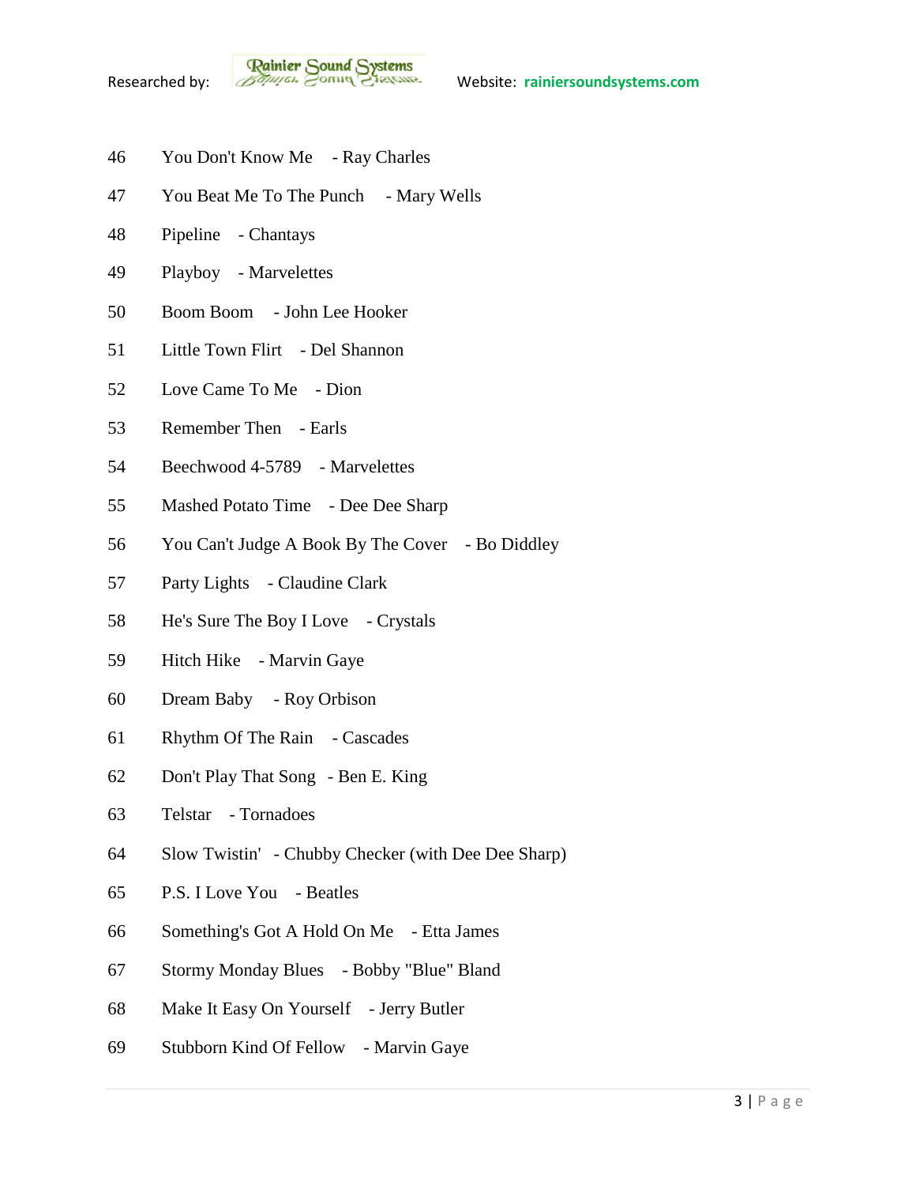46 You Don't Know Me - Ray Charles

47 You Beat Me To The Punch - Mary Wells

48 Pipeline - Chantays

49 Playboy - Marvelettes

50 Boom Boom - John Lee Hooker

51 Little Town Flirt - Del Shannon

52 Love Came To Me - Dion

53 Remember Then - Earls

54 Beechwood 4-5789 - Marvelettes

55 Mashed Potato Time - Dee Dee Sharp

56 You Can't Judge A Book By The Cover - Bo Diddley

57 Party Lights - Claudine Clark

58 He's Sure The Boy I Love - Crystals

59 Hitch Hike - Marvin Gaye

60 Dream Baby - Roy Orbison

61 Rhythm Of The Rain - Cascades

62 Don't Play That Song - Ben E. King

63 Telstar - Tornadoes

64 Slow Twistin' - Chubby Checker (with Dee Dee Sharp)

65 P.S. I Love You - Beatles

66 Something's Got A Hold On Me - Etta James

67 Stormy Monday Blues - Bobby "Blue" Bland

68 Make It Easy On Yourself - Jerry Butler

69 Stubborn Kind Of Fellow - Marvin Gaye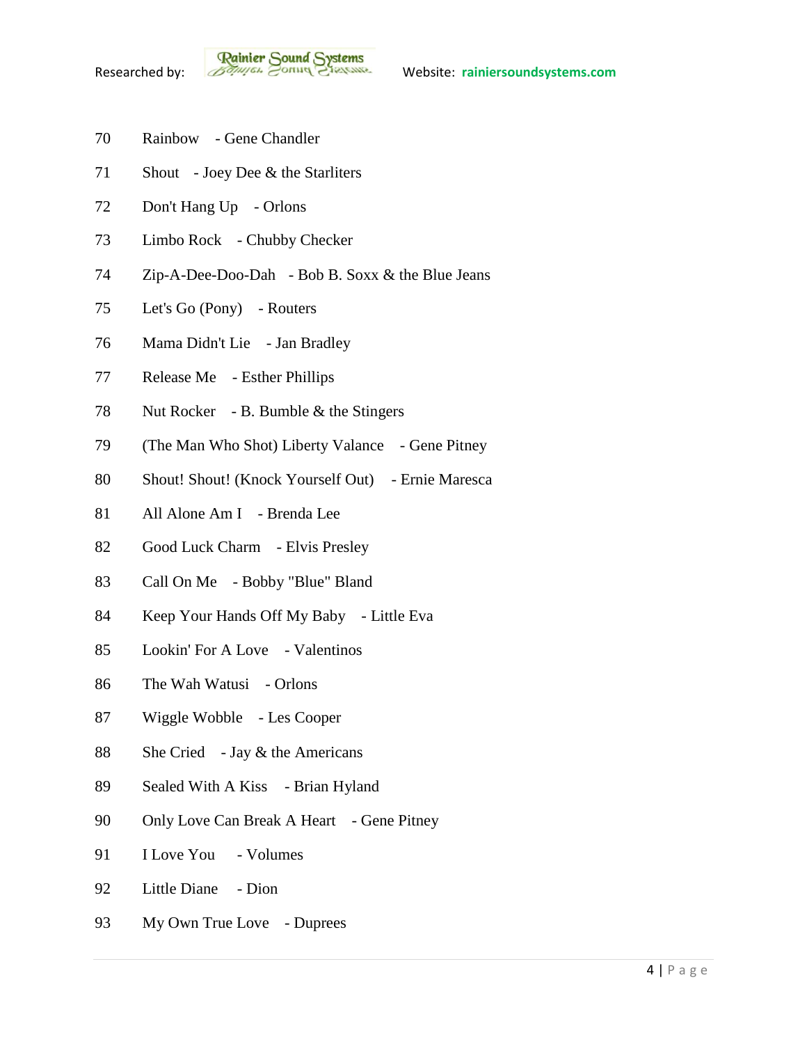70 Rainbow - Gene Chandler

71 Shout - Joey Dee & the Starliters

72 Don't Hang Up - Orlons

73 Limbo Rock - Chubby Checker

74 Zip-A-Dee-Doo-Dah - Bob B. Soxx & the Blue Jeans

75 Let's Go (Pony) - Routers

76 Mama Didn't Lie - Jan Bradley

77 Release Me - Esther Phillips

78 Nut Rocker - B. Bumble & the Stingers

79 (The Man Who Shot) Liberty Valance - Gene Pitney

80 Shout! Shout! (Knock Yourself Out) - Ernie Maresca

81 All Alone Am I - Brenda Lee

82 Good Luck Charm - Elvis Presley

83 Call On Me - Bobby "Blue" Bland

84 Keep Your Hands Off My Baby - Little Eva

85 Lookin' For A Love - Valentinos

86 The Wah Watusi - Orlons

87 Wiggle Wobble - Les Cooper

88 She Cried - Jay & the Americans

89 Sealed With A Kiss - Brian Hyland

90 Only Love Can Break A Heart - Gene Pitney

91 I Love You - Volumes

92 Little Diane - Dion

93 My Own True Love - Duprees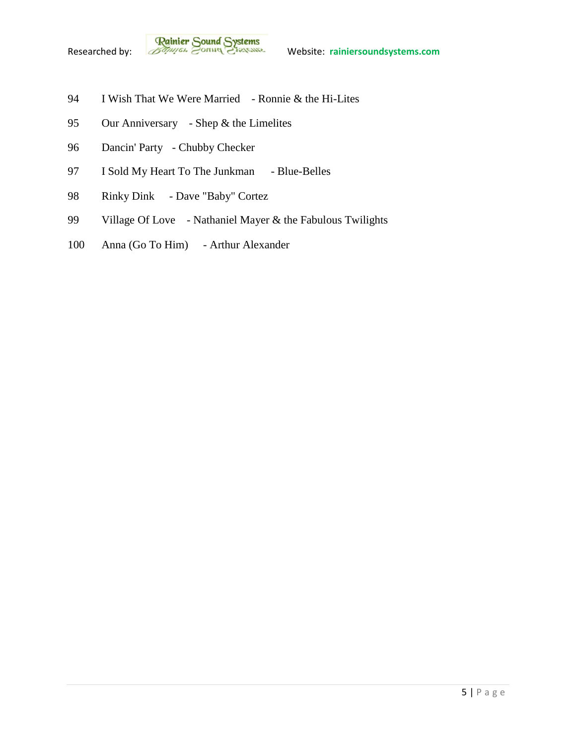94 I Wish That We Were Married - Ronnie & the Hi-Lites

95 Our Anniversary - Shep & the Limelites

96 Dancin' Party - Chubby Checker

97 I Sold My Heart To The Junkman - Blue-Belles

98 Rinky Dink - Dave "Baby" Cortez

99 Village Of Love - Nathaniel Mayer & the Fabulous Twilights

100 Anna (Go To Him) - Arthur Alexander